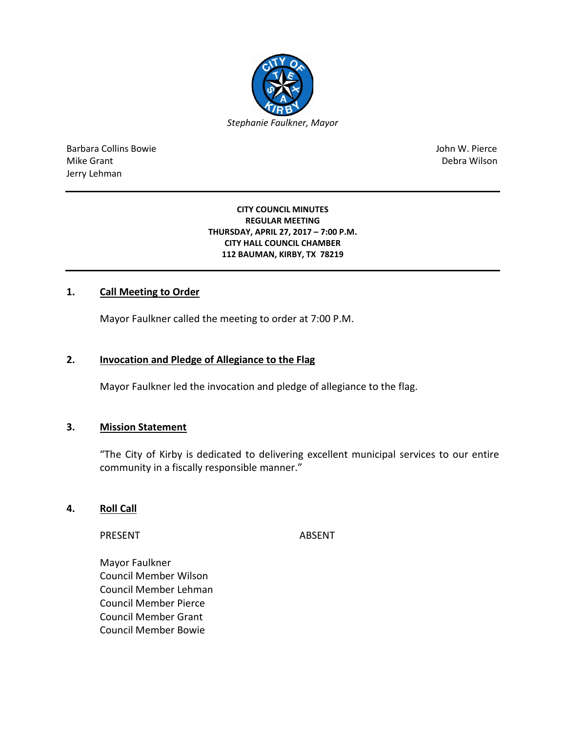*Stephanie Faulkner, Mayor*

Barbara Collins Bowie
Mike Grant
Jerry Lehman

John W. Pierce
Debra Wilson

**CITY COUNCIL MINUTES**
**REGULAR MEETING**
**THURSDAY, APRIL 27, 2017 – 7:00 P.M.**
**CITY HALL COUNCIL CHAMBER**
**112 BAUMAN, KIRBY, TX 78219**

## 1. Call Meeting to Order

Mayor Faulkner called the meeting to order at 7:00 P.M.

## 2. Invocation and Pledge of Allegiance to the Flag

Mayor Faulkner led the invocation and pledge of allegiance to the flag.

## 3. Mission Statement

"The City of Kirby is dedicated to delivering excellent municipal services to our entire community in a fiscally responsible manner."

## 4. Roll Call

| PRESENT | ABSENT |
| --- | --- |
| Mayor Faulkner | |
| Council Member Wilson | |
| Council Member Lehman | |
| Council Member Pierce | |
| Council Member Grant | |
| Council Member Bowie | |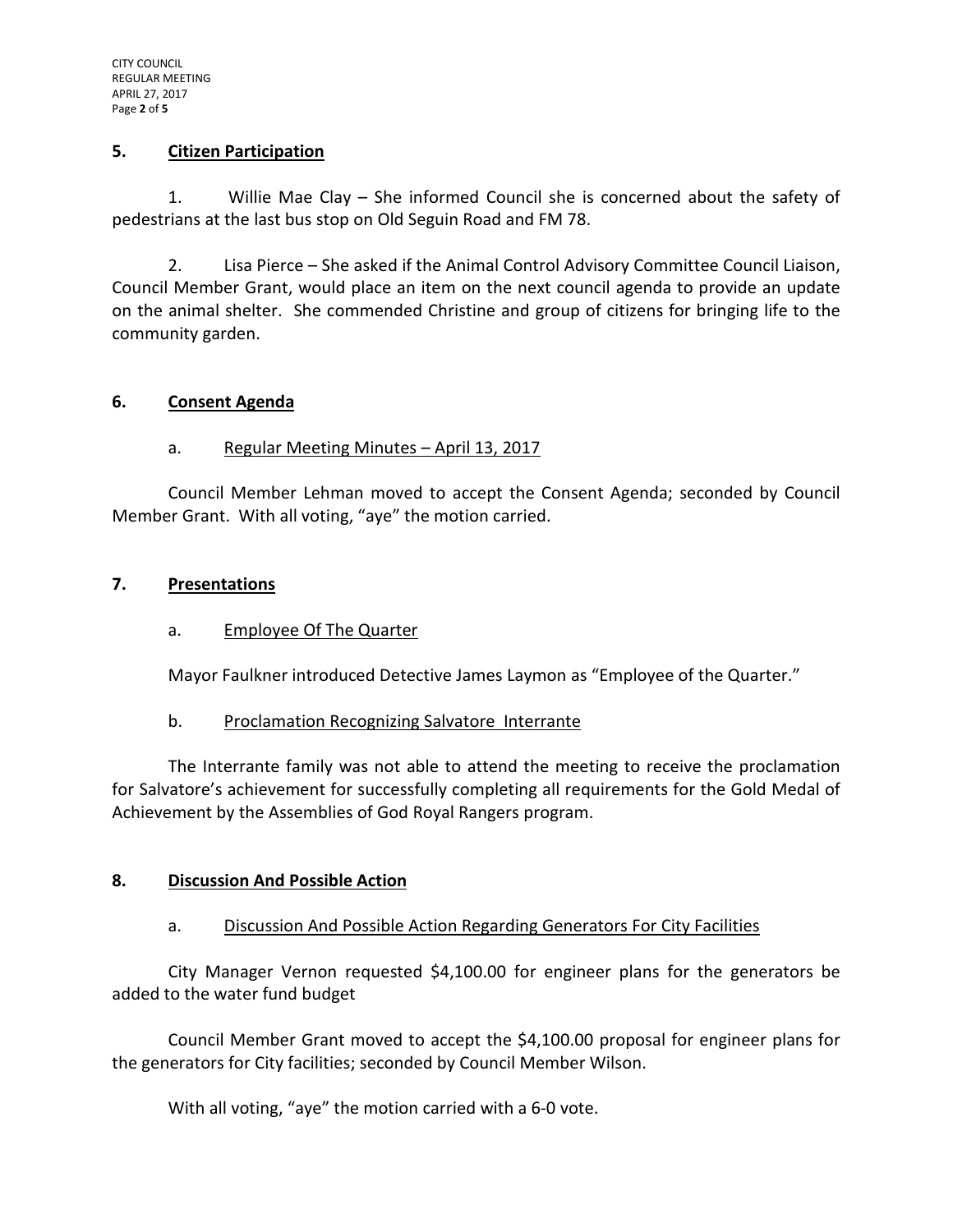## 5. Citizen Participation

1. Willie Mae Clay – She informed Council she is concerned about the safety of pedestrians at the last bus stop on Old Seguin Road and FM 78.

2. Lisa Pierce – She asked if the Animal Control Advisory Committee Council Liaison, Council Member Grant, would place an item on the next council agenda to provide an update on the animal shelter. She commended Christine and group of citizens for bringing life to the community garden.

## 6. Consent Agenda

a. Regular Meeting Minutes – April 13, 2017

Council Member Lehman moved to accept the Consent Agenda; seconded by Council Member Grant. With all voting, "aye" the motion carried.

## 7. Presentations

a. Employee Of The Quarter

Mayor Faulkner introduced Detective James Laymon as "Employee of the Quarter."

b. Proclamation Recognizing Salvatore Interrante

The Interrante family was not able to attend the meeting to receive the proclamation for Salvatore's achievement for successfully completing all requirements for the Gold Medal of Achievement by the Assemblies of God Royal Rangers program.

## 8. Discussion And Possible Action

a. Discussion And Possible Action Regarding Generators For City Facilities

City Manager Vernon requested $4,100.00 for engineer plans for the generators be added to the water fund budget

Council Member Grant moved to accept the $4,100.00 proposal for engineer plans for the generators for City facilities; seconded by Council Member Wilson.

With all voting, "aye" the motion carried with a 6-0 vote.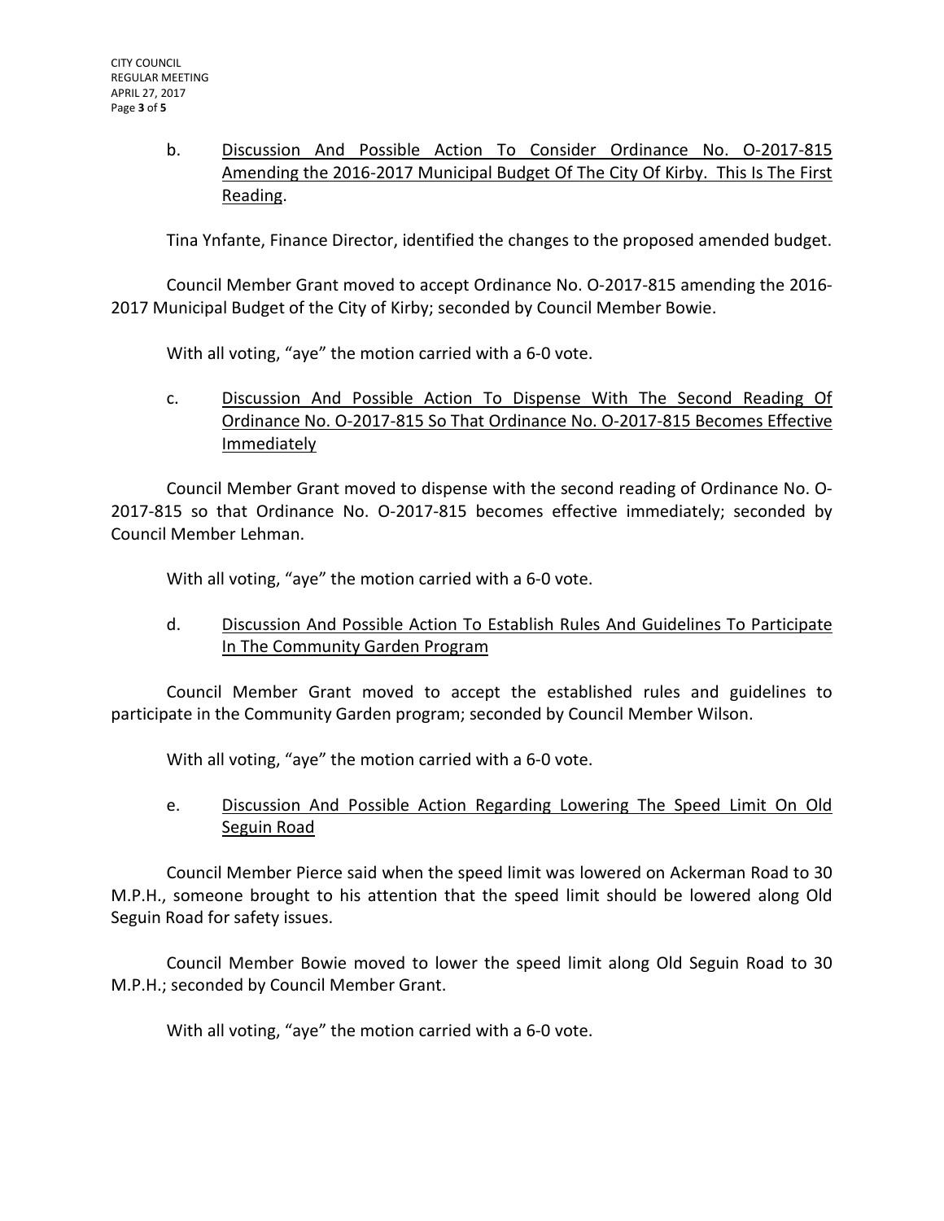b. <u>Discussion And Possible Action To Consider Ordinance No. O-2017-815 Amending the 2016-2017 Municipal Budget Of The City Of Kirby. This Is The First Reading</u>.

Tina Ynfante, Finance Director, identified the changes to the proposed amended budget.

Council Member Grant moved to accept Ordinance No. O-2017-815 amending the 2016-2017 Municipal Budget of the City of Kirby; seconded by Council Member Bowie.

With all voting, "aye" the motion carried with a 6-0 vote.

c. <u>Discussion And Possible Action To Dispense With The Second Reading Of Ordinance No. O-2017-815 So That Ordinance No. O-2017-815 Becomes Effective Immediately</u>

Council Member Grant moved to dispense with the second reading of Ordinance No. O-2017-815 so that Ordinance No. O-2017-815 becomes effective immediately; seconded by Council Member Lehman.

With all voting, "aye" the motion carried with a 6-0 vote.

d. <u>Discussion And Possible Action To Establish Rules And Guidelines To Participate In The Community Garden Program</u>

Council Member Grant moved to accept the established rules and guidelines to participate in the Community Garden program; seconded by Council Member Wilson.

With all voting, "aye" the motion carried with a 6-0 vote.

e. <u>Discussion And Possible Action Regarding Lowering The Speed Limit On Old Seguin Road</u>

Council Member Pierce said when the speed limit was lowered on Ackerman Road to 30 M.P.H., someone brought to his attention that the speed limit should be lowered along Old Seguin Road for safety issues.

Council Member Bowie moved to lower the speed limit along Old Seguin Road to 30 M.P.H.; seconded by Council Member Grant.

With all voting, "aye" the motion carried with a 6-0 vote.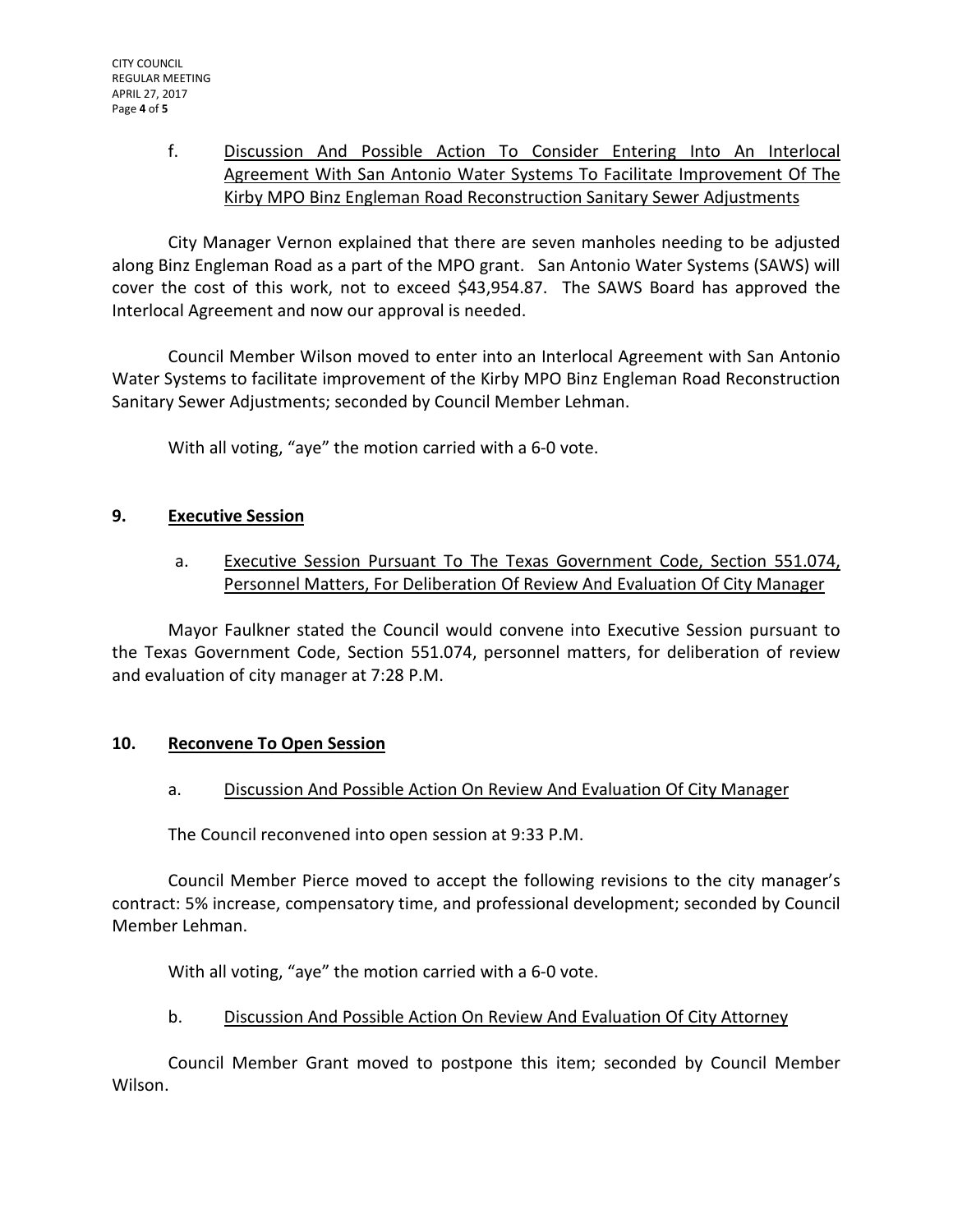f. <u>Discussion And Possible Action To Consider Entering Into An Interlocal Agreement With San Antonio Water Systems To Facilitate Improvement Of The Kirby MPO Binz Engleman Road Reconstruction Sanitary Sewer Adjustments</u>

City Manager Vernon explained that there are seven manholes needing to be adjusted along Binz Engleman Road as a part of the MPO grant. San Antonio Water Systems (SAWS) will cover the cost of this work, not to exceed $43,954.87. The SAWS Board has approved the Interlocal Agreement and now our approval is needed.

Council Member Wilson moved to enter into an Interlocal Agreement with San Antonio Water Systems to facilitate improvement of the Kirby MPO Binz Engleman Road Reconstruction Sanitary Sewer Adjustments; seconded by Council Member Lehman.

With all voting, "aye" the motion carried with a 6-0 vote.

## 9. <u>Executive Session</u>

a. <u>Executive Session Pursuant To The Texas Government Code, Section 551.074, Personnel Matters, For Deliberation Of Review And Evaluation Of City Manager</u>

Mayor Faulkner stated the Council would convene into Executive Session pursuant to the Texas Government Code, Section 551.074, personnel matters, for deliberation of review and evaluation of city manager at 7:28 P.M.

## 10. <u>Reconvene To Open Session</u>

a. <u>Discussion And Possible Action On Review And Evaluation Of City Manager</u>

The Council reconvened into open session at 9:33 P.M.

Council Member Pierce moved to accept the following revisions to the city manager's contract: 5% increase, compensatory time, and professional development; seconded by Council Member Lehman.

With all voting, "aye" the motion carried with a 6-0 vote.

b. <u>Discussion And Possible Action On Review And Evaluation Of City Attorney</u>

Council Member Grant moved to postpone this item; seconded by Council Member Wilson.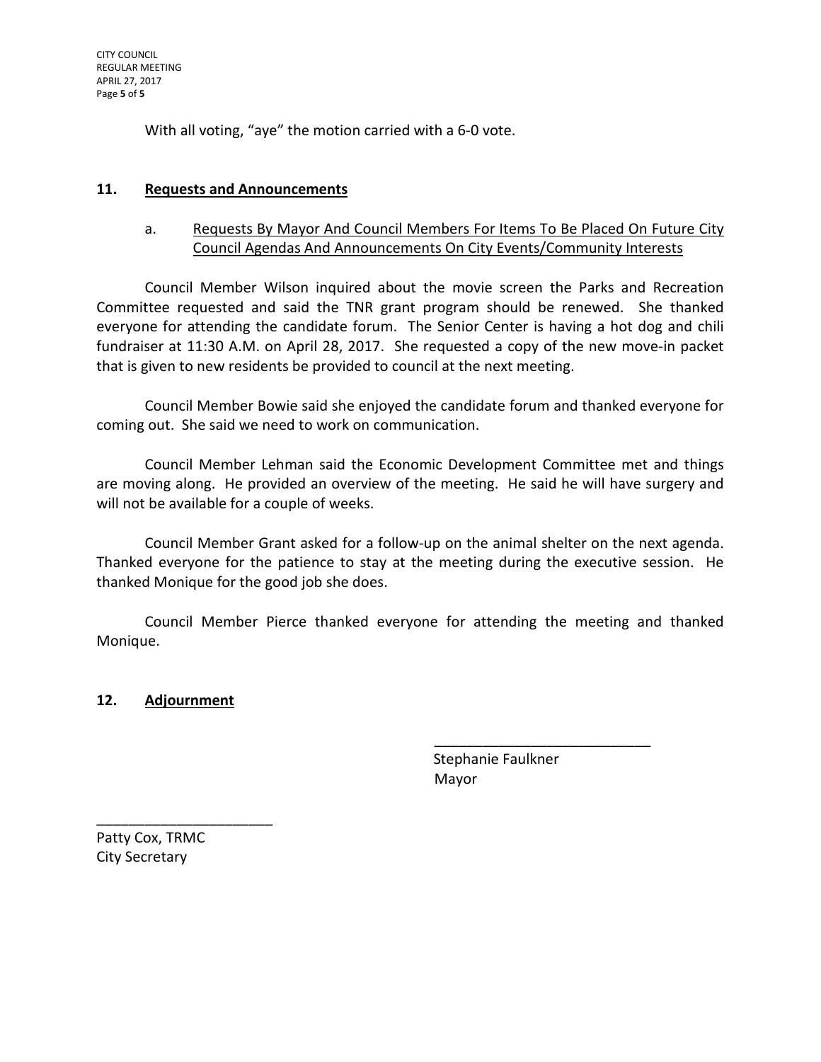With all voting, "aye" the motion carried with a 6-0 vote.

## 11. Requests and Announcements

### a. Requests By Mayor And Council Members For Items To Be Placed On Future City Council Agendas And Announcements On City Events/Community Interests

Council Member Wilson inquired about the movie screen the Parks and Recreation Committee requested and said the TNR grant program should be renewed. She thanked everyone for attending the candidate forum. The Senior Center is having a hot dog and chili fundraiser at 11:30 A.M. on April 28, 2017. She requested a copy of the new move-in packet that is given to new residents be provided to council at the next meeting.

Council Member Bowie said she enjoyed the candidate forum and thanked everyone for coming out. She said we need to work on communication.

Council Member Lehman said the Economic Development Committee met and things are moving along. He provided an overview of the meeting. He said he will have surgery and will not be available for a couple of weeks.

Council Member Grant asked for a follow-up on the animal shelter on the next agenda. Thanked everyone for the patience to stay at the meeting during the executive session. He thanked Monique for the good job she does.

Council Member Pierce thanked everyone for attending the meeting and thanked Monique.

## 12. Adjournment

\_\_\_\_\_\_\_\_\_\_\_\_\_\_\_\_\_\_\_\_\_\_\_\_\_\_\_
Stephanie Faulkner
Mayor

\_\_\_\_\_\_\_\_\_\_\_\_\_\_\_\_\_\_\_\_\_\_
Patty Cox, TRMC
City Secretary